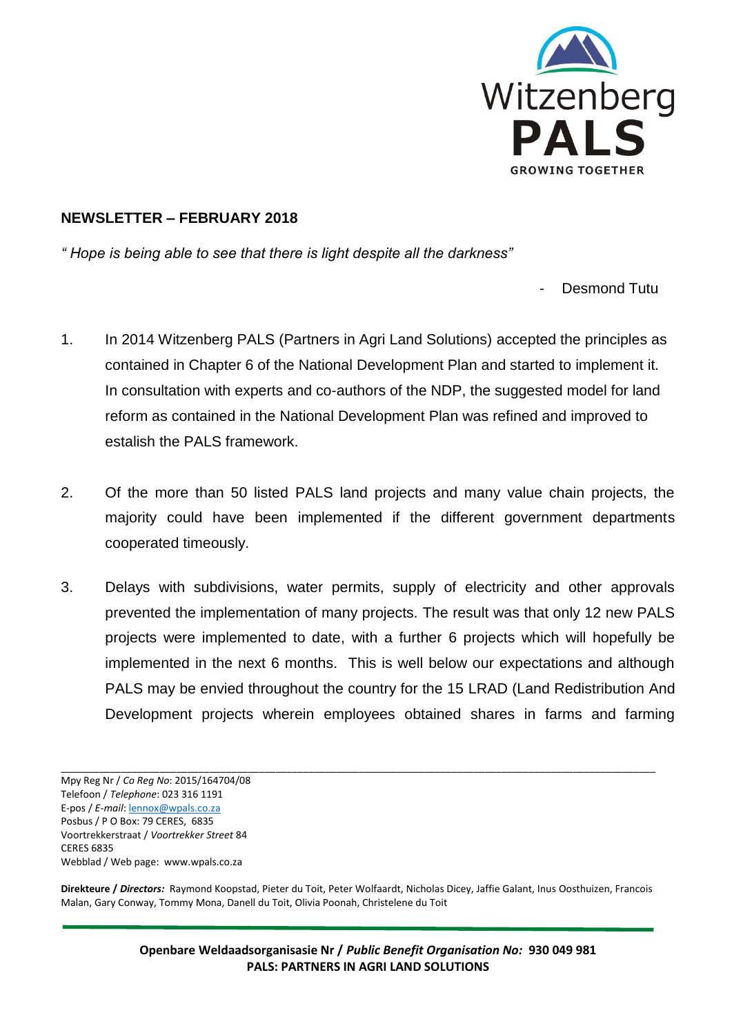Witzenberg
**PALS**
GROWING TOGETHER

## NEWSLETTER – FEBRUARY 2018

*" Hope is being able to see that there is light despite all the darkness"*

- Desmond Tutu

1. In 2014 Witzenberg PALS (Partners in Agri Land Solutions) accepted the principles as contained in Chapter 6 of the National Development Plan and started to implement it. In consultation with experts and co-authors of the NDP, the suggested model for land reform as contained in the National Development Plan was refined and improved to estalish the PALS framework.

2. Of the more than 50 listed PALS land projects and many value chain projects, the majority could have been implemented if the different government departments cooperated timeously.

3. Delays with subdivisions, water permits, supply of electricity and other approvals prevented the implementation of many projects. The result was that only 12 new PALS projects were implemented to date, with a further 6 projects which will hopefully be implemented in the next 6 months. This is well below our expectations and although PALS may be envied throughout the country for the 15 LRAD (Land Redistribution And Development projects wherein employees obtained shares in farms and farming

---

Mpy Reg Nr / *Co Reg No*: 2015/164704/08
Telefoon / *Telephone*: 023 316 1191
E-pos / *E-mail*: lennox@wpals.co.za
Posbus / P O Box: 79 CERES, 6835
Voortrekkerstraat / *Voortrekker Street* 84
CERES 6835
Webblad / Web page: www.wpals.co.za

**Direkteure /** ***Directors:*** Raymond Koopstad, Pieter du Toit, Peter Wolfaardt, Nicholas Dicey, Jaffie Galant, Inus Oosthuizen, Francois Malan, Gary Conway, Tommy Mona, Danell du Toit, Olivia Poonah, Christelene du Toit

**Openbare Weldaadsorganisasie Nr /** ***Public Benefit Organisation No:*** **930 049 981**
**PALS: PARTNERS IN AGRI LAND SOLUTIONS**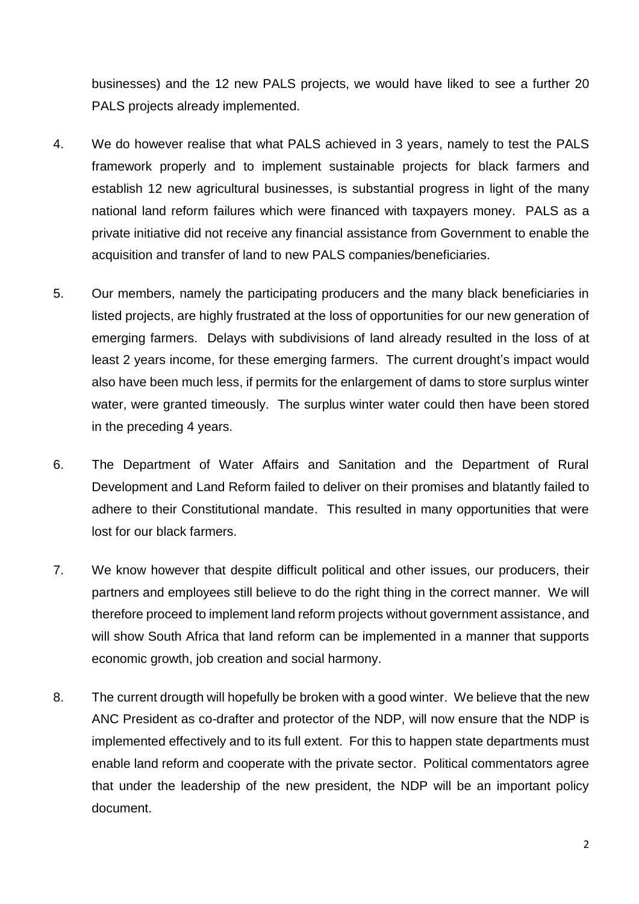businesses) and the 12 new PALS projects, we would have liked to see a further 20 PALS projects already implemented.

4. We do however realise that what PALS achieved in 3 years, namely to test the PALS framework properly and to implement sustainable projects for black farmers and establish 12 new agricultural businesses, is substantial progress in light of the many national land reform failures which were financed with taxpayers money. PALS as a private initiative did not receive any financial assistance from Government to enable the acquisition and transfer of land to new PALS companies/beneficiaries.

5. Our members, namely the participating producers and the many black beneficiaries in listed projects, are highly frustrated at the loss of opportunities for our new generation of emerging farmers. Delays with subdivisions of land already resulted in the loss of at least 2 years income, for these emerging farmers. The current drought's impact would also have been much less, if permits for the enlargement of dams to store surplus winter water, were granted timeously. The surplus winter water could then have been stored in the preceding 4 years.

6. The Department of Water Affairs and Sanitation and the Department of Rural Development and Land Reform failed to deliver on their promises and blatantly failed to adhere to their Constitutional mandate. This resulted in many opportunities that were lost for our black farmers.

7. We know however that despite difficult political and other issues, our producers, their partners and employees still believe to do the right thing in the correct manner. We will therefore proceed to implement land reform projects without government assistance, and will show South Africa that land reform can be implemented in a manner that supports economic growth, job creation and social harmony.

8. The current drougth will hopefully be broken with a good winter. We believe that the new ANC President as co-drafter and protector of the NDP, will now ensure that the NDP is implemented effectively and to its full extent. For this to happen state departments must enable land reform and cooperate with the private sector. Political commentators agree that under the leadership of the new president, the NDP will be an important policy document.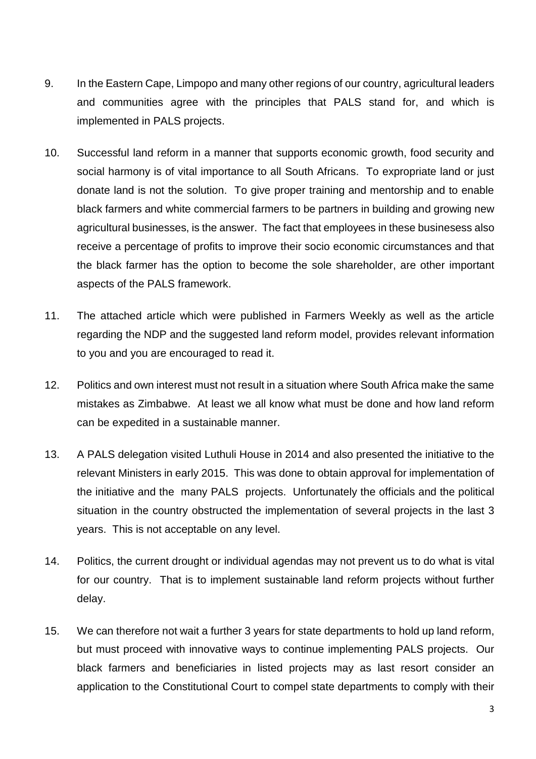9. In the Eastern Cape, Limpopo and many other regions of our country, agricultural leaders and communities agree with the principles that PALS stand for, and which is implemented in PALS projects.

10. Successful land reform in a manner that supports economic growth, food security and social harmony is of vital importance to all South Africans. To expropriate land or just donate land is not the solution. To give proper training and mentorship and to enable black farmers and white commercial farmers to be partners in building and growing new agricultural businesses, is the answer. The fact that employees in these businesess also receive a percentage of profits to improve their socio economic circumstances and that the black farmer has the option to become the sole shareholder, are other important aspects of the PALS framework.

11. The attached article which were published in Farmers Weekly as well as the article regarding the NDP and the suggested land reform model, provides relevant information to you and you are encouraged to read it.

12. Politics and own interest must not result in a situation where South Africa make the same mistakes as Zimbabwe. At least we all know what must be done and how land reform can be expedited in a sustainable manner.

13. A PALS delegation visited Luthuli House in 2014 and also presented the initiative to the relevant Ministers in early 2015. This was done to obtain approval for implementation of the initiative and the many PALS projects. Unfortunately the officials and the political situation in the country obstructed the implementation of several projects in the last 3 years. This is not acceptable on any level.

14. Politics, the current drought or individual agendas may not prevent us to do what is vital for our country. That is to implement sustainable land reform projects without further delay.

15. We can therefore not wait a further 3 years for state departments to hold up land reform, but must proceed with innovative ways to continue implementing PALS projects. Our black farmers and beneficiaries in listed projects may as last resort consider an application to the Constitutional Court to compel state departments to comply with their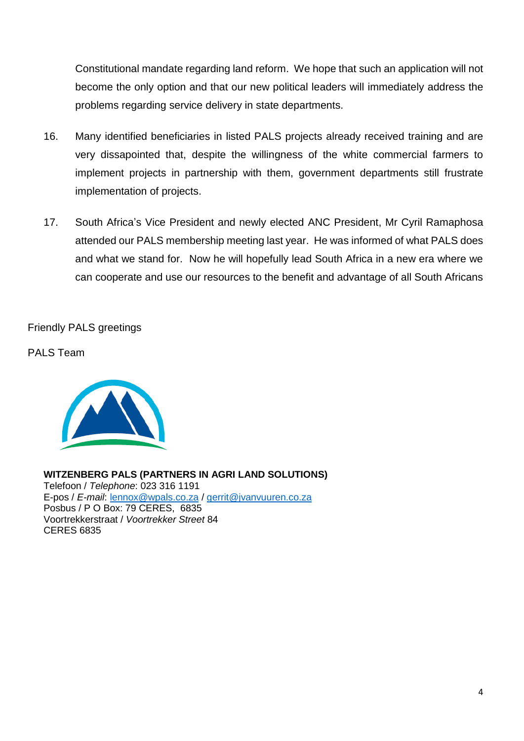Constitutional mandate regarding land reform. We hope that such an application will not become the only option and that our new political leaders will immediately address the problems regarding service delivery in state departments.

16. Many identified beneficiaries in listed PALS projects already received training and are very dissapointed that, despite the willingness of the white commercial farmers to implement projects in partnership with them, government departments still frustrate implementation of projects.

17. South Africa's Vice President and newly elected ANC President, Mr Cyril Ramaphosa attended our PALS membership meeting last year. He was informed of what PALS does and what we stand for. Now he will hopefully lead South Africa in a new era where we can cooperate and use our resources to the benefit and advantage of all South Africans

Friendly PALS greetings

PALS Team

**WITZENBERG PALS (PARTNERS IN AGRI LAND SOLUTIONS)**
Telefoon / *Telephone*: 023 316 1191
E-pos / *E-mail*: lennox@wpals.co.za / gerrit@jvanvuuren.co.za
Posbus / P O Box: 79 CERES, 6835
Voortrekkerstraat / *Voortrekker Street* 84
CERES 6835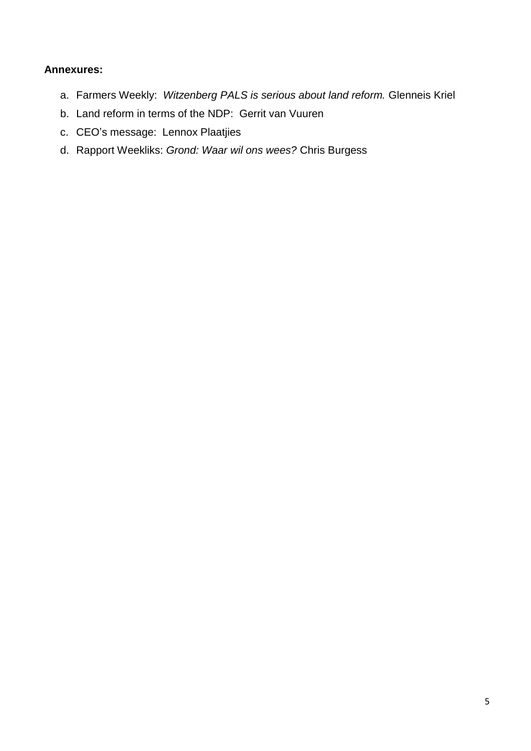**Annexures:**

a. Farmers Weekly: *Witzenberg PALS is serious about land reform.* Glenneis Kriel
b. Land reform in terms of the NDP: Gerrit van Vuuren
c. CEO's message: Lennox Plaatjies
d. Rapport Weekliks: *Grond: Waar wil ons wees?* Chris Burgess